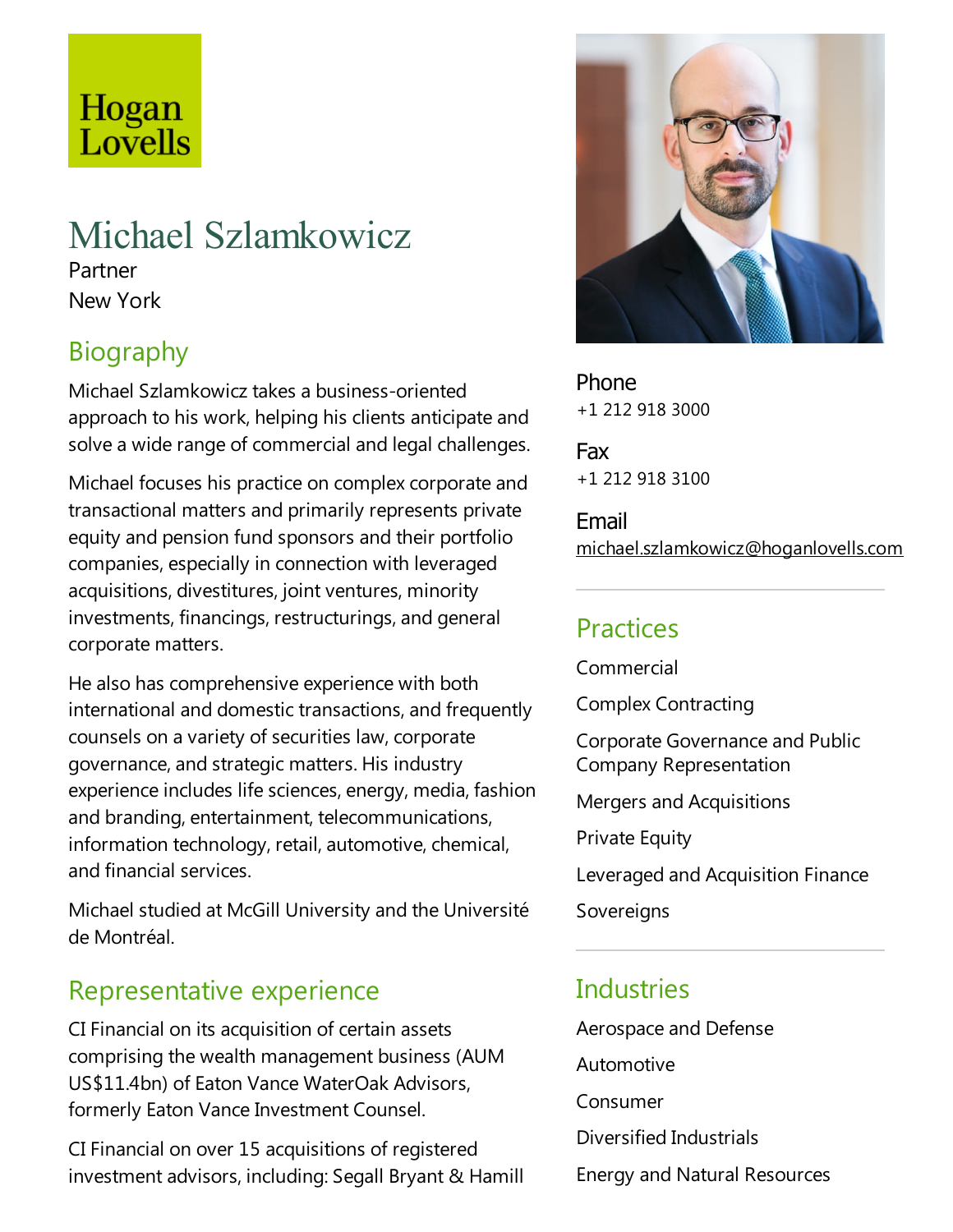Hogan Lovells

# Michael Szlamkowicz

Partner

New York

## Biography

Michael Szlamkowicz takes a business-oriented approach to his work, helping his clients anticipate and solve a wide range of commercial and legal challenges.

Michael focuses his practice on complex corporate and transactional matters and primarily represents private equity and pension fund sponsors and their portfolio companies, especially in connection with leveraged acquisitions, divestitures, joint ventures, minority investments, financings, restructurings, and general corporate matters.

He also has comprehensive experience with both international and domestic transactions, and frequently counsels on a variety of securities law, corporate governance, and strategic matters. His industry experience includes life sciences, energy, media, fashion and branding, entertainment, telecommunications, information technology, retail, automotive, chemical, and financial services.

Michael studied at McGill University and the Université de Montréal.

## Representative experience

CI Financial on its acquisition of certain assets comprising the wealth management business (AUM US$11.4bn) of Eaton Vance WaterOak Advisors, formerly Eaton Vance Investment Counsel.

CI Financial on over 15 acquisitions of registered investment advisors, including: Segall Bryant & Hamill

**Phone**
+1 212 918 3000

**Fax**
+1 212 918 3100

**Email**
michael.szlamkowicz@hoganlovells.com

## Practices

Commercial

Complex Contracting

Corporate Governance and Public Company Representation

Mergers and Acquisitions

Private Equity

Leveraged and Acquisition Finance

Sovereigns

## Industries

Aerospace and Defense

Automotive

Consumer

Diversified Industrials

Energy and Natural Resources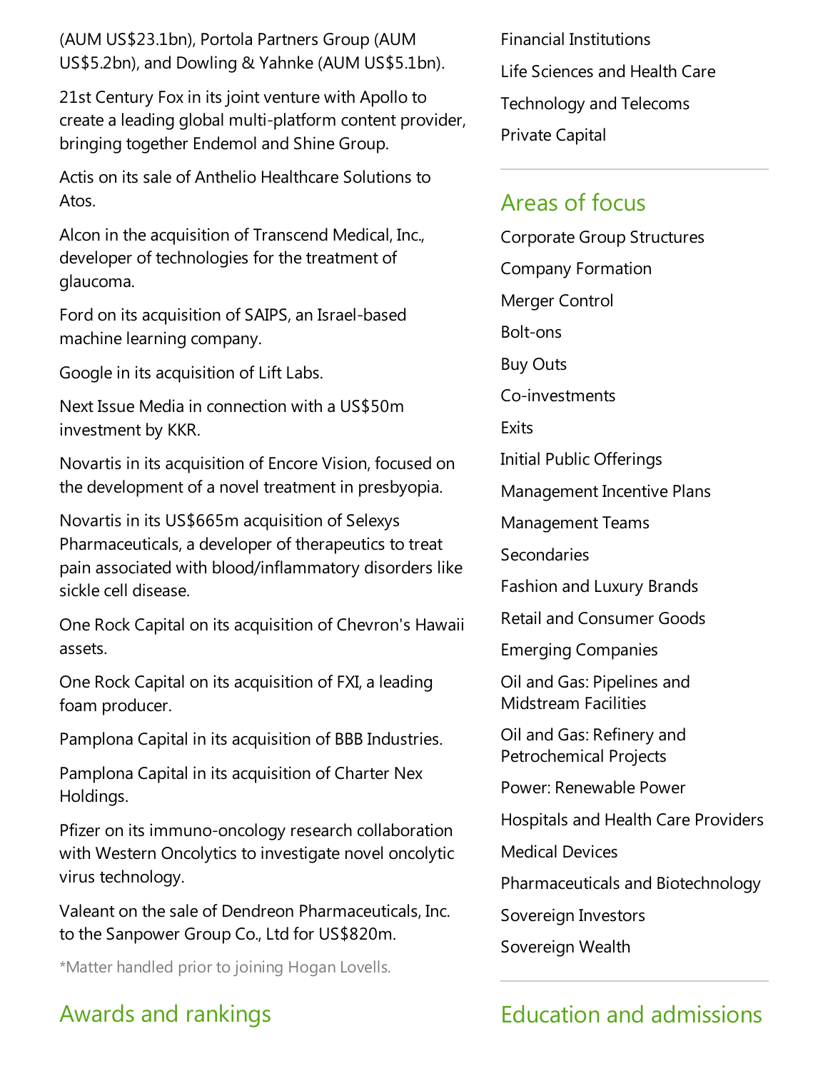(AUM US$23.1bn), Portola Partners Group (AUM US$5.2bn), and Dowling & Yahnke (AUM US$5.1bn).

21st Century Fox in its joint venture with Apollo to create a leading global multi-platform content provider, bringing together Endemol and Shine Group.

Actis on its sale of Anthelio Healthcare Solutions to Atos.

Alcon in the acquisition of Transcend Medical, Inc., developer of technologies for the treatment of glaucoma.

Ford on its acquisition of SAIPS, an Israel-based machine learning company.

Google in its acquisition of Lift Labs.

Next Issue Media in connection with a US$50m investment by KKR.

Novartis in its acquisition of Encore Vision, focused on the development of a novel treatment in presbyopia.

Novartis in its US$665m acquisition of Selexys Pharmaceuticals, a developer of therapeutics to treat pain associated with blood/inflammatory disorders like sickle cell disease.

One Rock Capital on its acquisition of Chevron's Hawaii assets.

One Rock Capital on its acquisition of FXI, a leading foam producer.

Pamplona Capital in its acquisition of BBB Industries.

Pamplona Capital in its acquisition of Charter Nex Holdings.

Pfizer on its immuno-oncology research collaboration with Western Oncolytics to investigate novel oncolytic virus technology.

Valeant on the sale of Dendreon Pharmaceuticals, Inc. to the Sanpower Group Co., Ltd for US$820m.

*Matter handled prior to joining Hogan Lovells.

## Awards and rankings

Financial Institutions

Life Sciences and Health Care

Technology and Telecoms

Private Capital

## Areas of focus

Corporate Group Structures

Company Formation

Merger Control

Bolt-ons

Buy Outs

Co-investments

Exits

Initial Public Offerings

Management Incentive Plans

Management Teams

Secondaries

Fashion and Luxury Brands

Retail and Consumer Goods

Emerging Companies

Oil and Gas: Pipelines and Midstream Facilities

Oil and Gas: Refinery and Petrochemical Projects

Power: Renewable Power

Hospitals and Health Care Providers

Medical Devices

Pharmaceuticals and Biotechnology

Sovereign Investors

Sovereign Wealth

## Education and admissions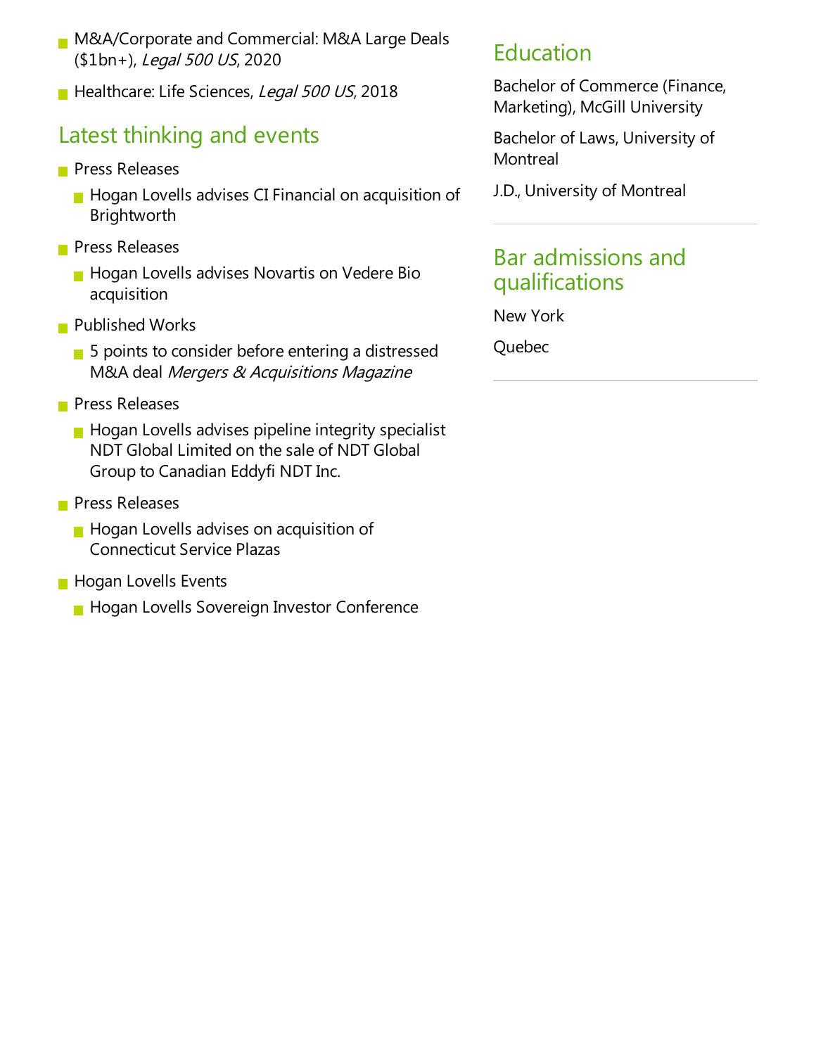- M&A/Corporate and Commercial: M&A Large Deals ($1bn+), *Legal 500 US*, 2020
- Healthcare: Life Sciences, *Legal 500 US*, 2018

## Latest thinking and events

- Press Releases
  - Hogan Lovells advises CI Financial on acquisition of Brightworth
- Press Releases
  - Hogan Lovells advises Novartis on Vedere Bio acquisition
- Published Works
  - 5 points to consider before entering a distressed M&A deal *Mergers & Acquisitions Magazine*
- Press Releases
  - Hogan Lovells advises pipeline integrity specialist NDT Global Limited on the sale of NDT Global Group to Canadian Eddyfi NDT Inc.
- Press Releases
  - Hogan Lovells advises on acquisition of Connecticut Service Plazas
- Hogan Lovells Events
  - Hogan Lovells Sovereign Investor Conference

## Education

Bachelor of Commerce (Finance, Marketing), McGill University

Bachelor of Laws, University of Montreal

J.D., University of Montreal

## Bar admissions and qualifications

New York

Quebec